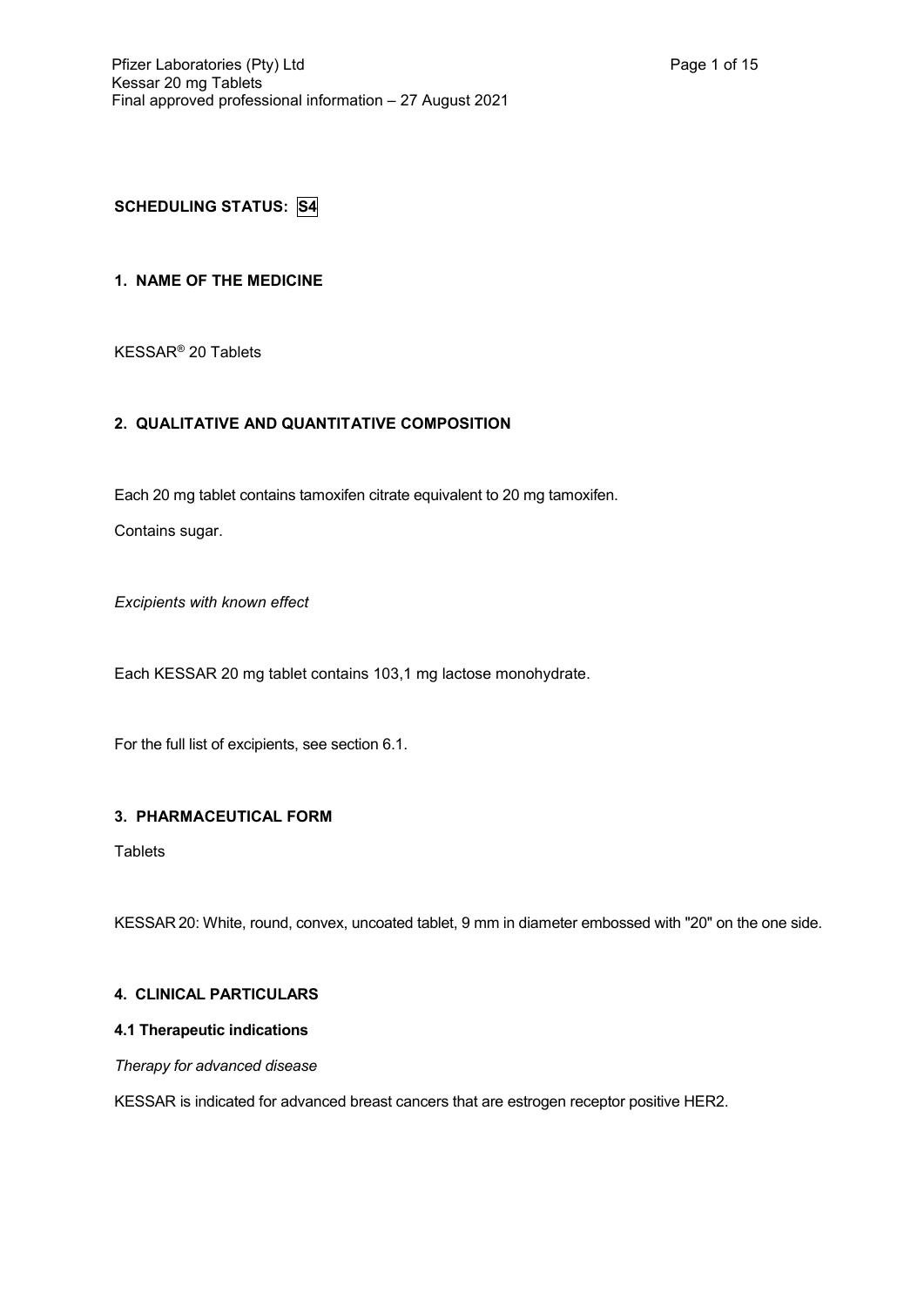**SCHEDULING STATUS: S4**

## 1. NAME OF THE MEDICINE

KESSAR® 20 Tablets

## 2. QUALITATIVE AND QUANTITATIVE COMPOSITION

Each 20 mg tablet contains tamoxifen citrate equivalent to 20 mg tamoxifen.

Contains sugar.

*Excipients with known effect*

Each KESSAR 20 mg tablet contains 103,1 mg lactose monohydrate.

For the full list of excipients, see section 6.1.

## 3. PHARMACEUTICAL FORM

Tablets

KESSAR 20: White, round, convex, uncoated tablet, 9 mm in diameter embossed with "20" on the one side.

## 4. CLINICAL PARTICULARS

### 4.1 Therapeutic indications

*Therapy for advanced disease*

KESSAR is indicated for advanced breast cancers that are estrogen receptor positive HER2.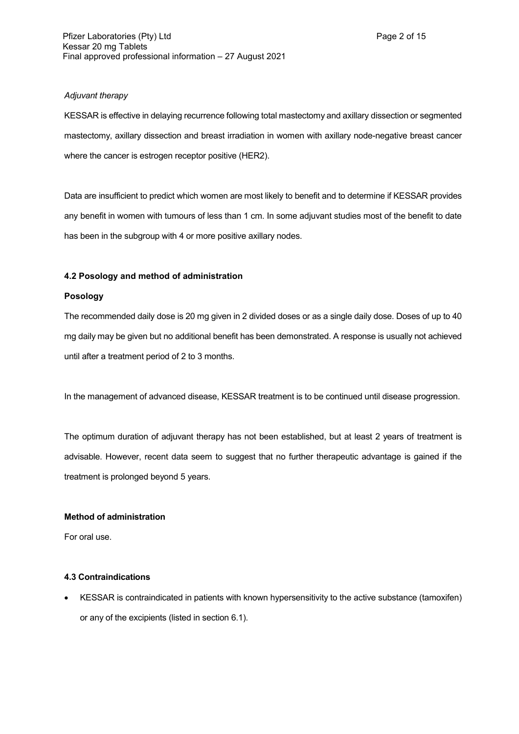*Adjuvant therapy*

KESSAR is effective in delaying recurrence following total mastectomy and axillary dissection or segmented mastectomy, axillary dissection and breast irradiation in women with axillary node-negative breast cancer where the cancer is estrogen receptor positive (HER2).

Data are insufficient to predict which women are most likely to benefit and to determine if KESSAR provides any benefit in women with tumours of less than 1 cm. In some adjuvant studies most of the benefit to date has been in the subgroup with 4 or more positive axillary nodes.

### 4.2 Posology and method of administration

#### Posology

The recommended daily dose is 20 mg given in 2 divided doses or as a single daily dose. Doses of up to 40 mg daily may be given but no additional benefit has been demonstrated. A response is usually not achieved until after a treatment period of 2 to 3 months.

In the management of advanced disease, KESSAR treatment is to be continued until disease progression.

The optimum duration of adjuvant therapy has not been established, but at least 2 years of treatment is advisable. However, recent data seem to suggest that no further therapeutic advantage is gained if the treatment is prolonged beyond 5 years.

#### Method of administration

For oral use.

### 4.3 Contraindications

- KESSAR is contraindicated in patients with known hypersensitivity to the active substance (tamoxifen) or any of the excipients (listed in section 6.1).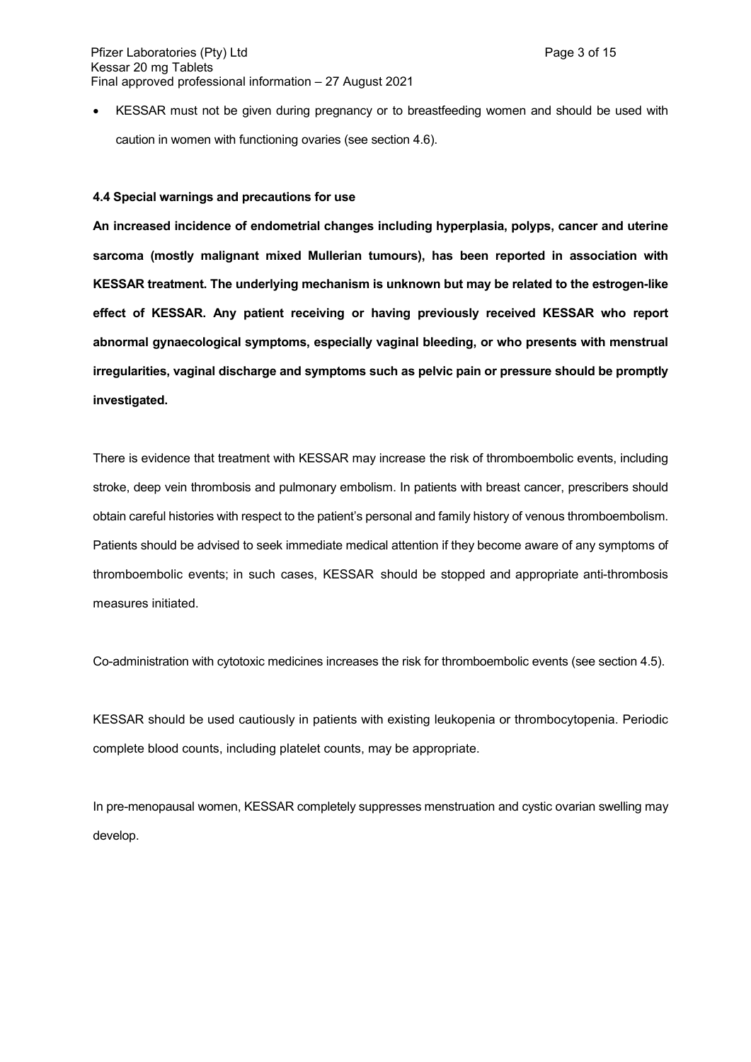- KESSAR must not be given during pregnancy or to breastfeeding women and should be used with caution in women with functioning ovaries (see section 4.6).

### 4.4 Special warnings and precautions for use

**An increased incidence of endometrial changes including hyperplasia, polyps, cancer and uterine sarcoma (mostly malignant mixed Mullerian tumours), has been reported in association with KESSAR treatment. The underlying mechanism is unknown but may be related to the estrogen-like effect of KESSAR. Any patient receiving or having previously received KESSAR who report abnormal gynaecological symptoms, especially vaginal bleeding, or who presents with menstrual irregularities, vaginal discharge and symptoms such as pelvic pain or pressure should be promptly investigated.**

There is evidence that treatment with KESSAR may increase the risk of thromboembolic events, including stroke, deep vein thrombosis and pulmonary embolism. In patients with breast cancer, prescribers should obtain careful histories with respect to the patient's personal and family history of venous thromboembolism. Patients should be advised to seek immediate medical attention if they become aware of any symptoms of thromboembolic events; in such cases, KESSAR should be stopped and appropriate anti-thrombosis measures initiated.

Co-administration with cytotoxic medicines increases the risk for thromboembolic events (see section 4.5).

KESSAR should be used cautiously in patients with existing leukopenia or thrombocytopenia. Periodic complete blood counts, including platelet counts, may be appropriate.

In pre-menopausal women, KESSAR completely suppresses menstruation and cystic ovarian swelling may develop.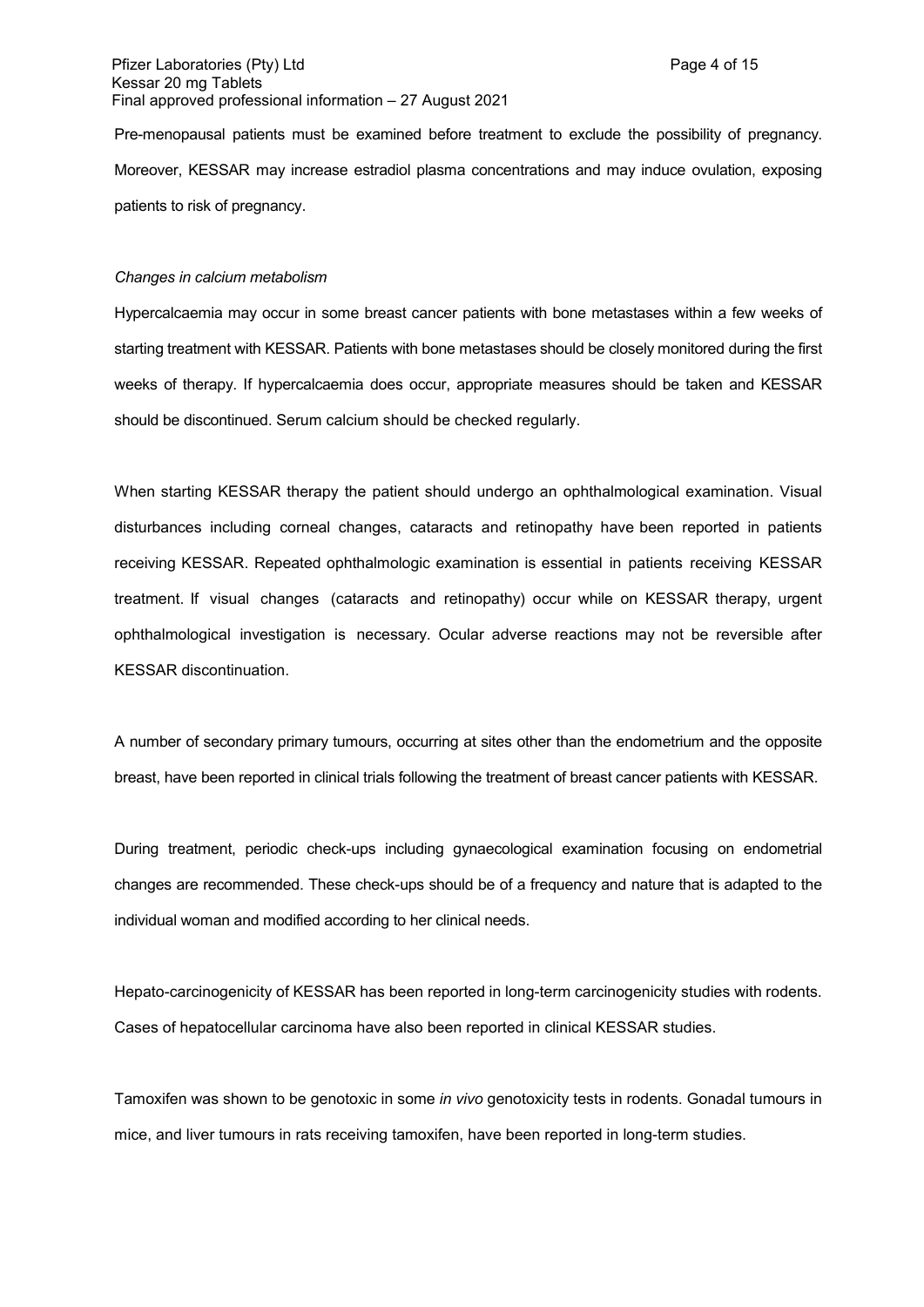Pre-menopausal patients must be examined before treatment to exclude the possibility of pregnancy. Moreover, KESSAR may increase estradiol plasma concentrations and may induce ovulation, exposing patients to risk of pregnancy.

*Changes in calcium metabolism*

Hypercalcaemia may occur in some breast cancer patients with bone metastases within a few weeks of starting treatment with KESSAR. Patients with bone metastases should be closely monitored during the first weeks of therapy. If hypercalcaemia does occur, appropriate measures should be taken and KESSAR should be discontinued. Serum calcium should be checked regularly.

When starting KESSAR therapy the patient should undergo an ophthalmological examination. Visual disturbances including corneal changes, cataracts and retinopathy have been reported in patients receiving KESSAR. Repeated ophthalmologic examination is essential in patients receiving KESSAR treatment. If visual changes (cataracts and retinopathy) occur while on KESSAR therapy, urgent ophthalmological investigation is necessary. Ocular adverse reactions may not be reversible after KESSAR discontinuation.

A number of secondary primary tumours, occurring at sites other than the endometrium and the opposite breast, have been reported in clinical trials following the treatment of breast cancer patients with KESSAR.

During treatment, periodic check-ups including gynaecological examination focusing on endometrial changes are recommended. These check-ups should be of a frequency and nature that is adapted to the individual woman and modified according to her clinical needs.

Hepato-carcinogenicity of KESSAR has been reported in long-term carcinogenicity studies with rodents. Cases of hepatocellular carcinoma have also been reported in clinical KESSAR studies.

Tamoxifen was shown to be genotoxic in some *in vivo* genotoxicity tests in rodents. Gonadal tumours in mice, and liver tumours in rats receiving tamoxifen, have been reported in long-term studies.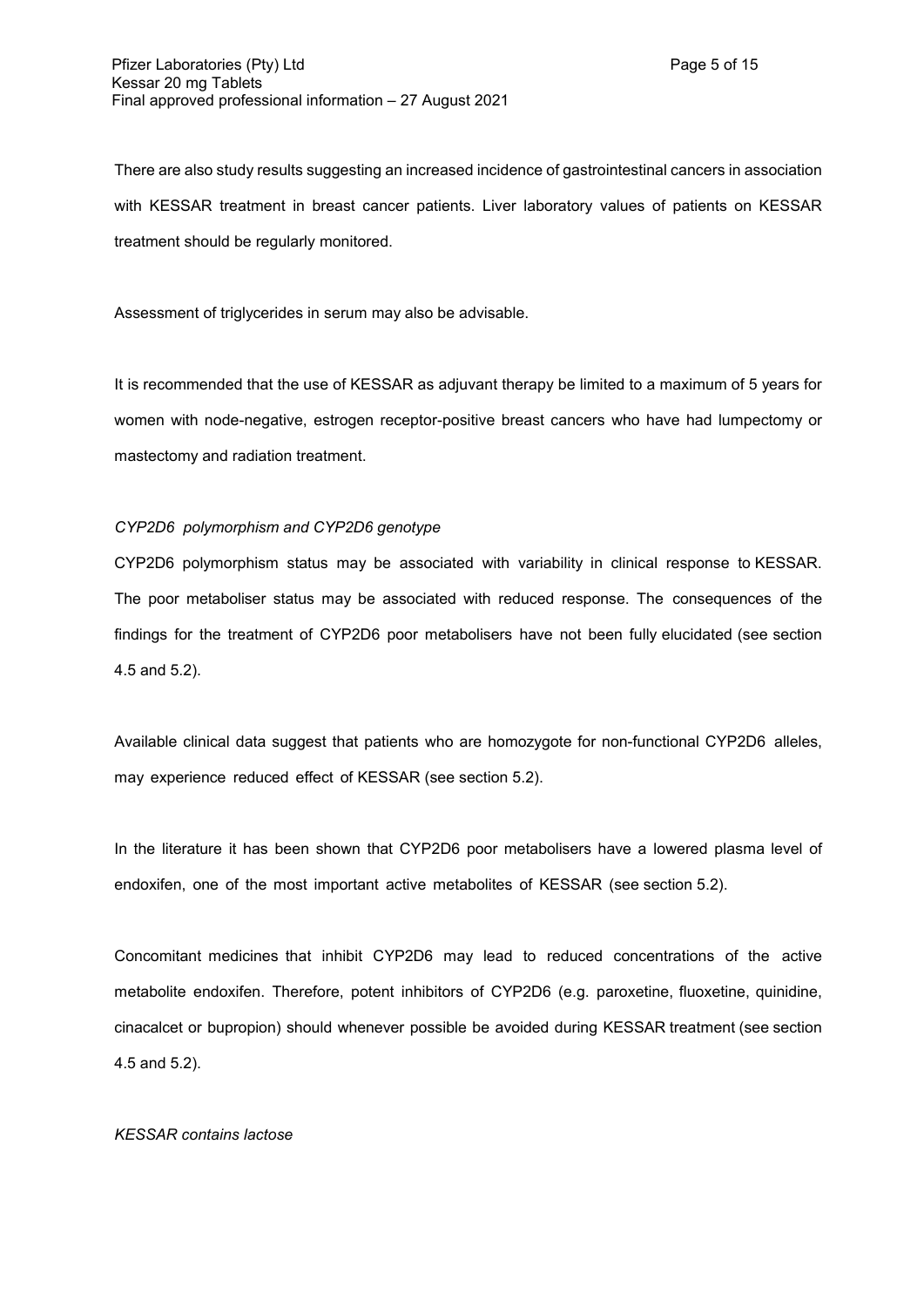There are also study results suggesting an increased incidence of gastrointestinal cancers in association with KESSAR treatment in breast cancer patients. Liver laboratory values of patients on KESSAR treatment should be regularly monitored.

Assessment of triglycerides in serum may also be advisable.

It is recommended that the use of KESSAR as adjuvant therapy be limited to a maximum of 5 years for women with node-negative, estrogen receptor-positive breast cancers who have had lumpectomy or mastectomy and radiation treatment.

*CYP2D6 polymorphism and CYP2D6 genotype*

CYP2D6 polymorphism status may be associated with variability in clinical response to KESSAR. The poor metaboliser status may be associated with reduced response. The consequences of the findings for the treatment of CYP2D6 poor metabolisers have not been fully elucidated (see section 4.5 and 5.2).

Available clinical data suggest that patients who are homozygote for non-functional CYP2D6 alleles, may experience reduced effect of KESSAR (see section 5.2).

In the literature it has been shown that CYP2D6 poor metabolisers have a lowered plasma level of endoxifen, one of the most important active metabolites of KESSAR (see section 5.2).

Concomitant medicines that inhibit CYP2D6 may lead to reduced concentrations of the active metabolite endoxifen. Therefore, potent inhibitors of CYP2D6 (e.g. paroxetine, fluoxetine, quinidine, cinacalcet or bupropion) should whenever possible be avoided during KESSAR treatment (see section 4.5 and 5.2).

*KESSAR contains lactose*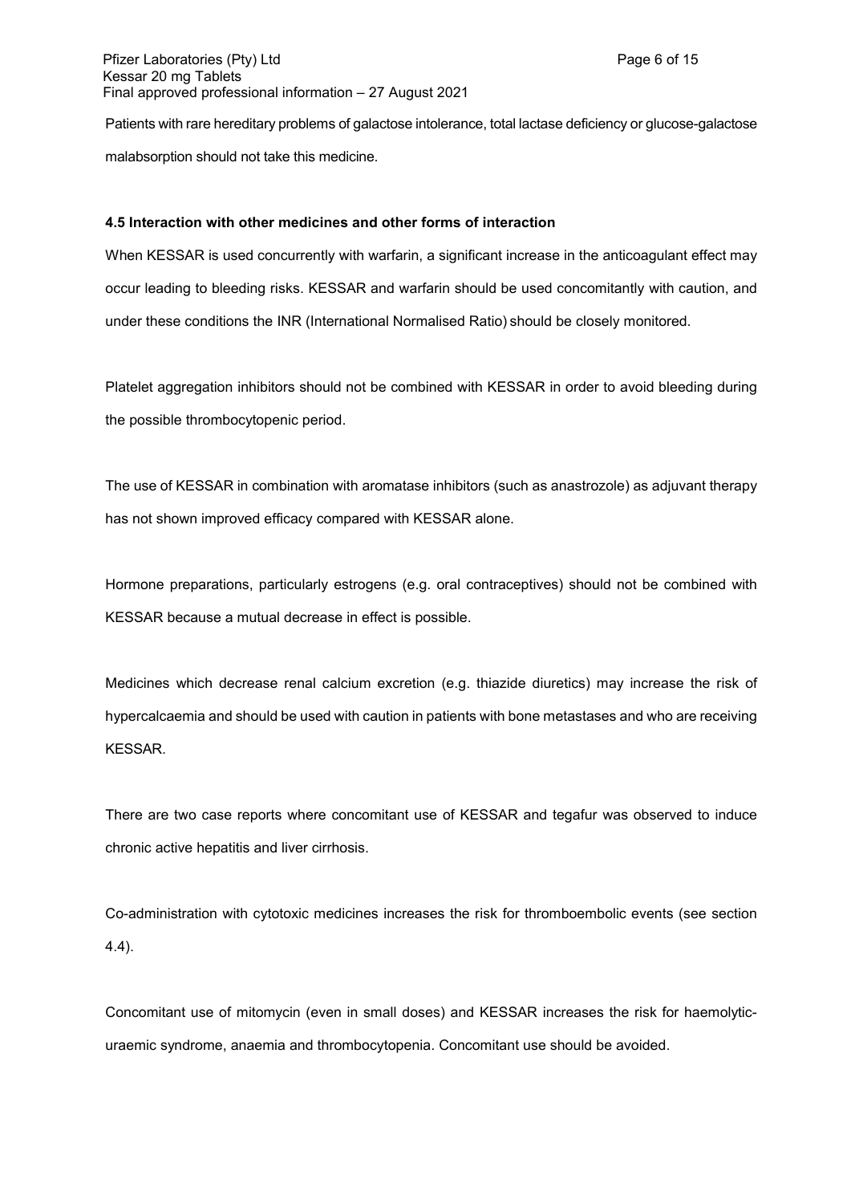Patients with rare hereditary problems of galactose intolerance, total lactase deficiency or glucose-galactose malabsorption should not take this medicine.

**4.5 Interaction with other medicines and other forms of interaction**

When KESSAR is used concurrently with warfarin, a significant increase in the anticoagulant effect may occur leading to bleeding risks. KESSAR and warfarin should be used concomitantly with caution, and under these conditions the INR (International Normalised Ratio) should be closely monitored.

Platelet aggregation inhibitors should not be combined with KESSAR in order to avoid bleeding during the possible thrombocytopenic period.

The use of KESSAR in combination with aromatase inhibitors (such as anastrozole) as adjuvant therapy has not shown improved efficacy compared with KESSAR alone.

Hormone preparations, particularly estrogens (e.g. oral contraceptives) should not be combined with KESSAR because a mutual decrease in effect is possible.

Medicines which decrease renal calcium excretion (e.g. thiazide diuretics) may increase the risk of hypercalcaemia and should be used with caution in patients with bone metastases and who are receiving KESSAR.

There are two case reports where concomitant use of KESSAR and tegafur was observed to induce chronic active hepatitis and liver cirrhosis.

Co-administration with cytotoxic medicines increases the risk for thromboembolic events (see section 4.4).

Concomitant use of mitomycin (even in small doses) and KESSAR increases the risk for haemolytic-uraemic syndrome, anaemia and thrombocytopenia. Concomitant use should be avoided.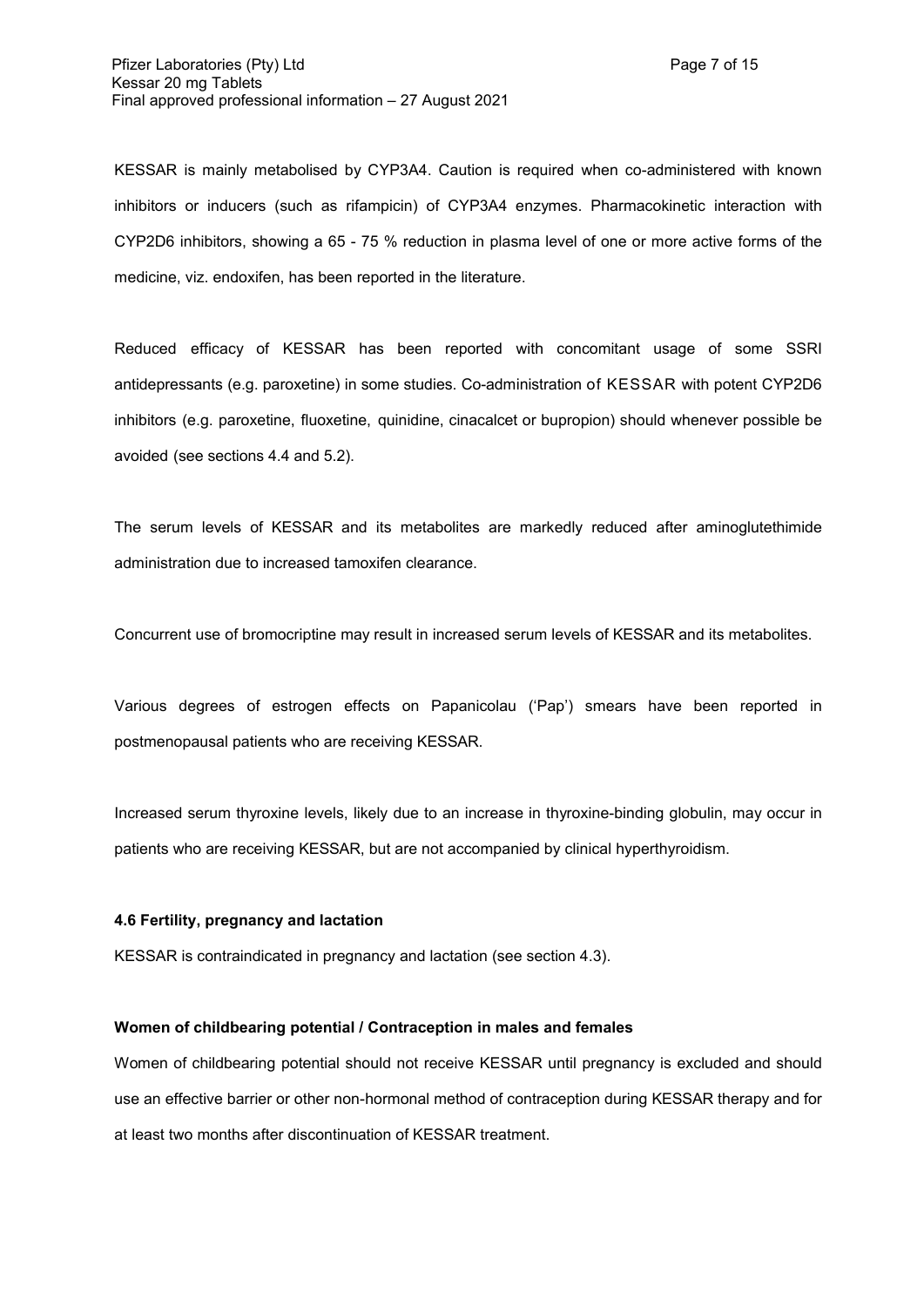KESSAR is mainly metabolised by CYP3A4. Caution is required when co-administered with known inhibitors or inducers (such as rifampicin) of CYP3A4 enzymes. Pharmacokinetic interaction with CYP2D6 inhibitors, showing a 65 - 75 % reduction in plasma level of one or more active forms of the medicine, viz. endoxifen, has been reported in the literature.

Reduced efficacy of KESSAR has been reported with concomitant usage of some SSRI antidepressants (e.g. paroxetine) in some studies. Co-administration of KESSAR with potent CYP2D6 inhibitors (e.g. paroxetine, fluoxetine, quinidine, cinacalcet or bupropion) should whenever possible be avoided (see sections 4.4 and 5.2).

The serum levels of KESSAR and its metabolites are markedly reduced after aminoglutethimide administration due to increased tamoxifen clearance.

Concurrent use of bromocriptine may result in increased serum levels of KESSAR and its metabolites.

Various degrees of estrogen effects on Papanicolau ('Pap') smears have been reported in postmenopausal patients who are receiving KESSAR.

Increased serum thyroxine levels, likely due to an increase in thyroxine-binding globulin, may occur in patients who are receiving KESSAR, but are not accompanied by clinical hyperthyroidism.

**4.6 Fertility, pregnancy and lactation**

KESSAR is contraindicated in pregnancy and lactation (see section 4.3).

**Women of childbearing potential / Contraception in males and females**

Women of childbearing potential should not receive KESSAR until pregnancy is excluded and should use an effective barrier or other non-hormonal method of contraception during KESSAR therapy and for at least two months after discontinuation of KESSAR treatment.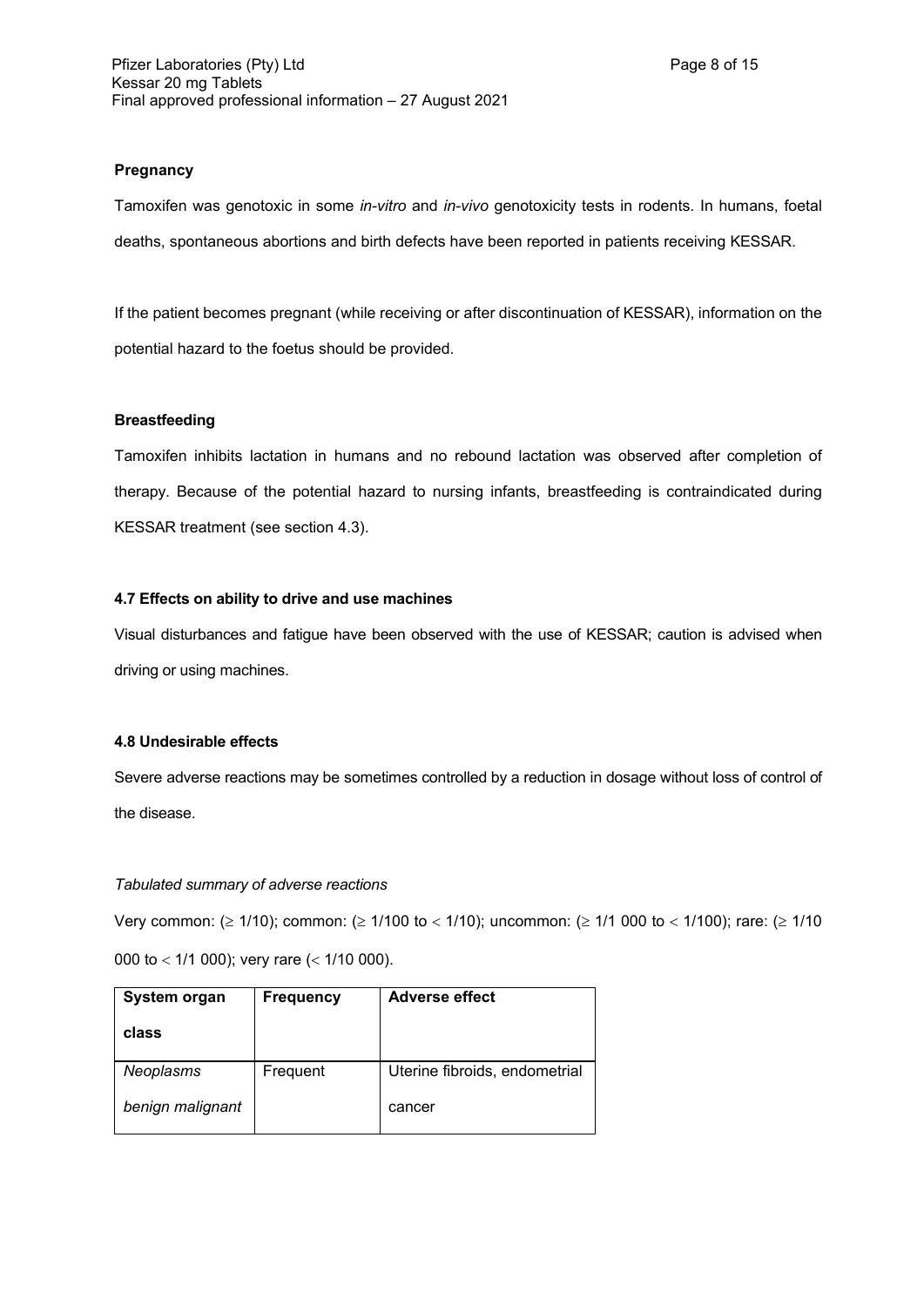**Pregnancy**

Tamoxifen was genotoxic in some *in-vitro* and *in-vivo* genotoxicity tests in rodents. In humans, foetal deaths, spontaneous abortions and birth defects have been reported in patients receiving KESSAR.

If the patient becomes pregnant (while receiving or after discontinuation of KESSAR), information on the potential hazard to the foetus should be provided.

**Breastfeeding**

Tamoxifen inhibits lactation in humans and no rebound lactation was observed after completion of therapy. Because of the potential hazard to nursing infants, breastfeeding is contraindicated during KESSAR treatment (see section 4.3).

**4.7 Effects on ability to drive and use machines**

Visual disturbances and fatigue have been observed with the use of KESSAR; caution is advised when driving or using machines.

**4.8 Undesirable effects**

Severe adverse reactions may be sometimes controlled by a reduction in dosage without loss of control of the disease.

*Tabulated summary of adverse reactions*

Very common: (≥ 1/10); common: (≥ 1/100 to < 1/10); uncommon: (≥ 1/1 000 to < 1/100); rare: (≥ 1/10 000 to < 1/1 000); very rare (< 1/10 000).

| System organ class | Frequency | Adverse effect |
|---|---|---|
| *Neoplasms benign malignant* | Frequent | Uterine fibroids, endometrial cancer |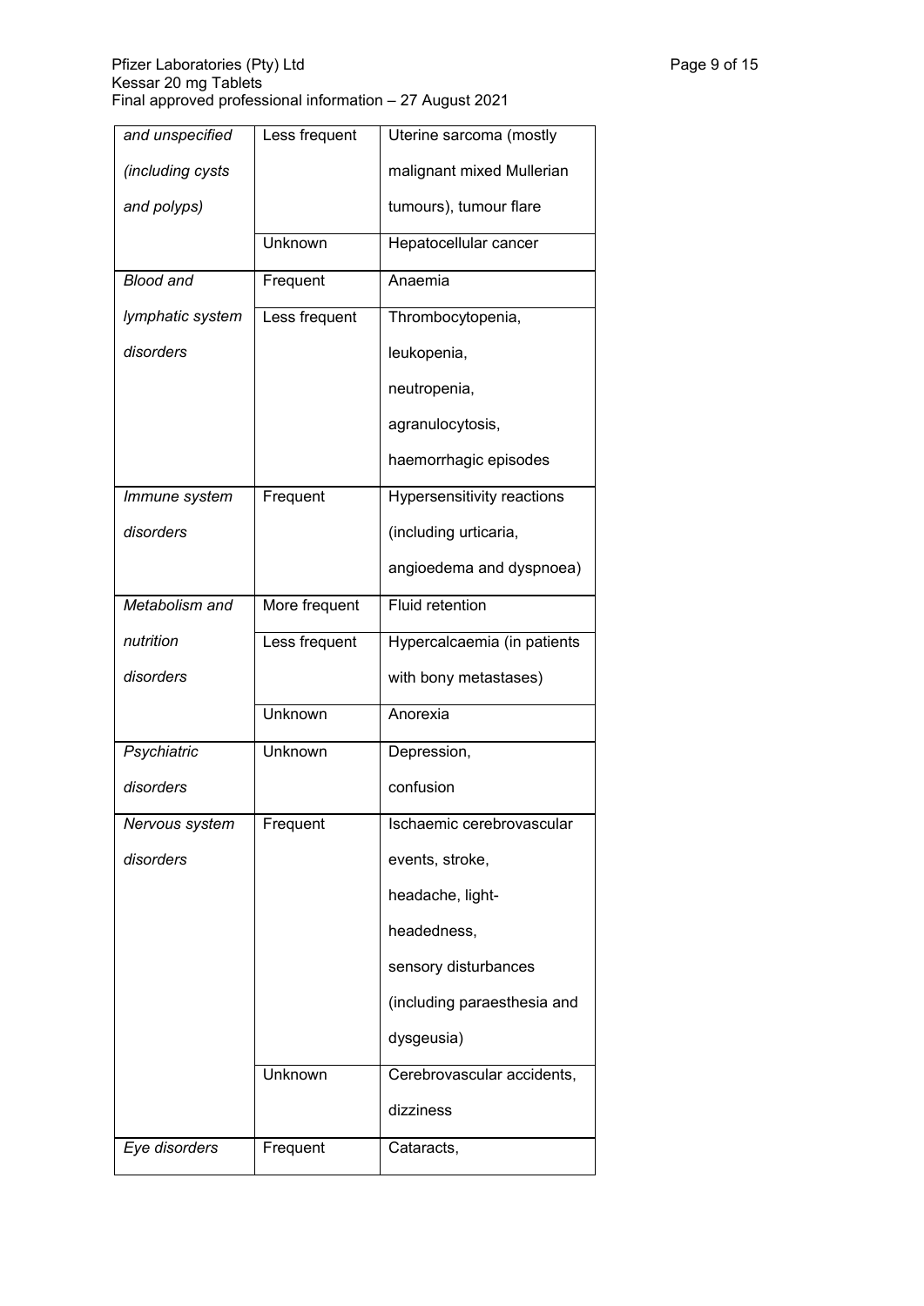| *and unspecified (including cysts and polyps)* | Less frequent | Uterine sarcoma (mostly malignant mixed Mullerian tumours), tumour flare |
|---|---|---|
| | Unknown | Hepatocellular cancer |
| *Blood and lymphatic system disorders* | Frequent | Anaemia |
| | Less frequent | Thrombocytopenia, leukopenia, neutropenia, agranulocytosis, haemorrhagic episodes |
| *Immune system disorders* | Frequent | Hypersensitivity reactions (including urticaria, angioedema and dyspnoea) |
| *Metabolism and nutrition disorders* | More frequent | Fluid retention |
| | Less frequent | Hypercalcaemia (in patients with bony metastases) |
| | Unknown | Anorexia |
| *Psychiatric disorders* | Unknown | Depression, confusion |
| *Nervous system disorders* | Frequent | Ischaemic cerebrovascular events, stroke, headache, light-headedness, sensory disturbances (including paraesthesia and dysgeusia) |
| | Unknown | Cerebrovascular accidents, dizziness |
| *Eye disorders* | Frequent | Cataracts, |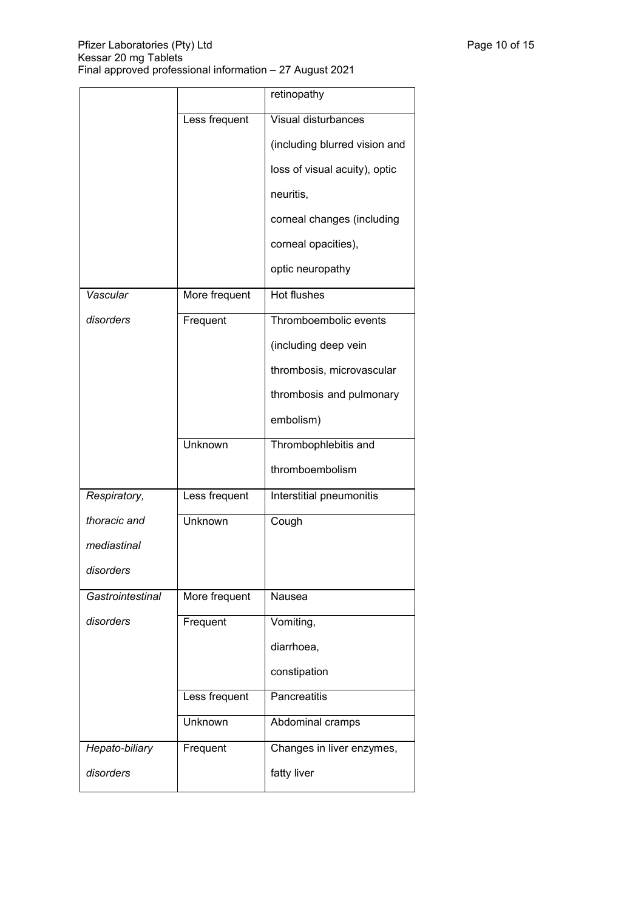| | | |
|---|---|---|
| | | retinopathy |
| | Less frequent | Visual disturbances (including blurred vision and loss of visual acuity), optic neuritis, corneal changes (including corneal opacities), optic neuropathy |
| *Vascular disorders* | More frequent | Hot flushes |
| | Frequent | Thromboembolic events (including deep vein thrombosis, microvascular thrombosis and pulmonary embolism) |
| | Unknown | Thrombophlebitis and thromboembolism |
| *Respiratory, thoracic and mediastinal disorders* | Less frequent | Interstitial pneumonitis |
| | Unknown | Cough |
| *Gastrointestinal disorders* | More frequent | Nausea |
| | Frequent | Vomiting, diarrhoea, constipation |
| | Less frequent | Pancreatitis |
| | Unknown | Abdominal cramps |
| *Hepato-biliary disorders* | Frequent | Changes in liver enzymes, fatty liver |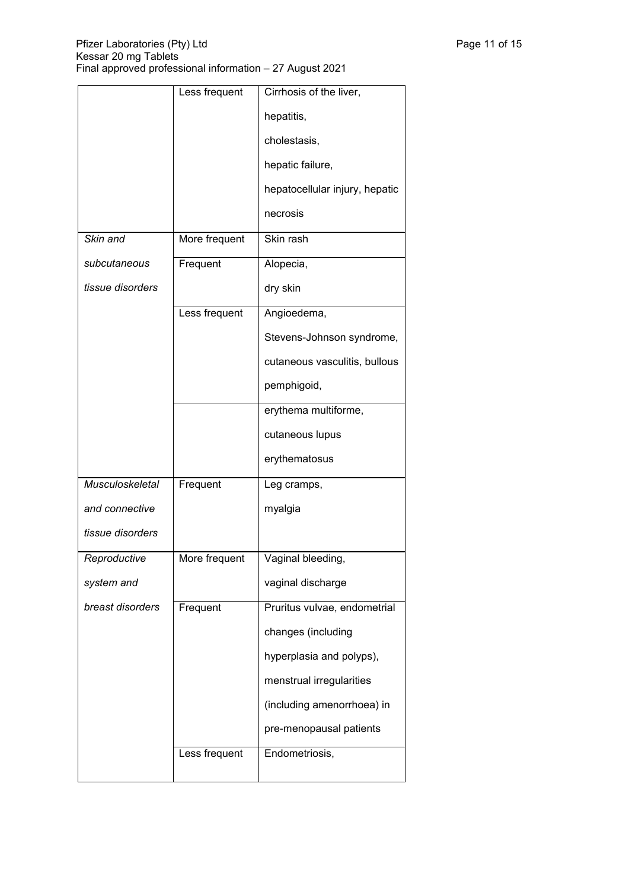| | | |
|---|---|---|
| | Less frequent | Cirrhosis of the liver, hepatitis, cholestasis, hepatic failure, hepatocellular injury, hepatic necrosis |
| *Skin and subcutaneous tissue disorders* | More frequent | Skin rash |
| | Frequent | Alopecia, dry skin |
| | Less frequent | Angioedema, Stevens-Johnson syndrome, cutaneous vasculitis, bullous pemphigoid, |
| | | erythema multiforme, cutaneous lupus erythematosus |
| *Musculoskeletal and connective tissue disorders* | Frequent | Leg cramps, myalgia |
| *Reproductive system and breast disorders* | More frequent | Vaginal bleeding, vaginal discharge |
| | Frequent | Pruritus vulvae, endometrial changes (including hyperplasia and polyps), menstrual irregularities (including amenorrhoea) in pre-menopausal patients |
| | Less frequent | Endometriosis, |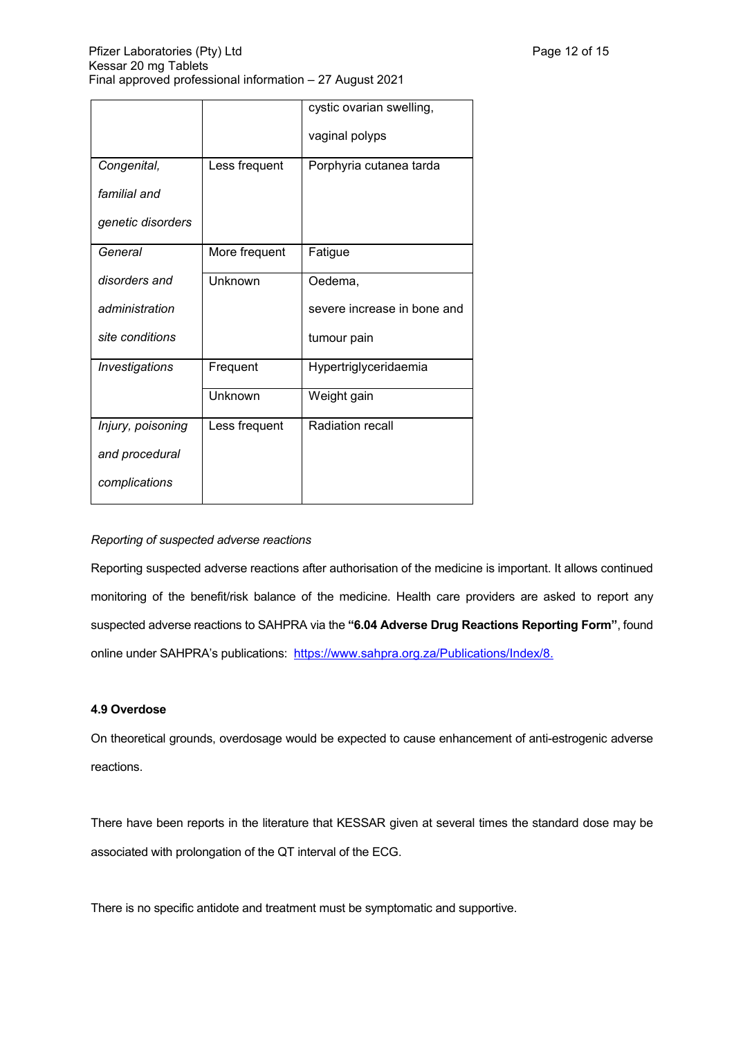| | | |
|---|---|---|
| | | cystic ovarian swelling, vaginal polyps |
| *Congenital, familial and genetic disorders* | Less frequent | Porphyria cutanea tarda |
| *General disorders and administration site conditions* | More frequent | Fatigue |
| | Unknown | Oedema, severe increase in bone and tumour pain |
| *Investigations* | Frequent | Hypertriglyceridaemia |
| | Unknown | Weight gain |
| *Injury, poisoning and procedural complications* | Less frequent | Radiation recall |

*Reporting of suspected adverse reactions*

Reporting suspected adverse reactions after authorisation of the medicine is important. It allows continued monitoring of the benefit/risk balance of the medicine. Health care providers are asked to report any suspected adverse reactions to SAHPRA via the **"6.04 Adverse Drug Reactions Reporting Form"**, found online under SAHPRA's publications: [https://www.sahpra.org.za/Publications/Index/8.](https://www.sahpra.org.za/Publications/Index/8)

**4.9 Overdose**

On theoretical grounds, overdosage would be expected to cause enhancement of anti-estrogenic adverse reactions.

There have been reports in the literature that KESSAR given at several times the standard dose may be associated with prolongation of the QT interval of the ECG.

There is no specific antidote and treatment must be symptomatic and supportive.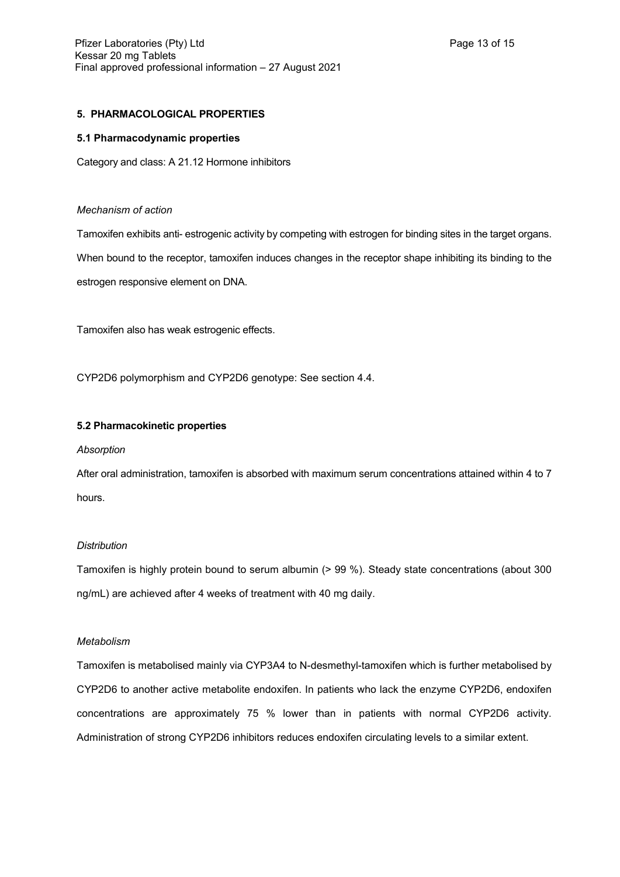## 5. PHARMACOLOGICAL PROPERTIES

### 5.1 Pharmacodynamic properties

Category and class: A 21.12 Hormone inhibitors

*Mechanism of action*

Tamoxifen exhibits anti- estrogenic activity by competing with estrogen for binding sites in the target organs. When bound to the receptor, tamoxifen induces changes in the receptor shape inhibiting its binding to the estrogen responsive element on DNA.

Tamoxifen also has weak estrogenic effects.

CYP2D6 polymorphism and CYP2D6 genotype: See section 4.4.

### 5.2 Pharmacokinetic properties

*Absorption*

After oral administration, tamoxifen is absorbed with maximum serum concentrations attained within 4 to 7 hours.

*Distribution*

Tamoxifen is highly protein bound to serum albumin (> 99 %). Steady state concentrations (about 300 ng/mL) are achieved after 4 weeks of treatment with 40 mg daily.

*Metabolism*

Tamoxifen is metabolised mainly via CYP3A4 to N-desmethyl-tamoxifen which is further metabolised by CYP2D6 to another active metabolite endoxifen. In patients who lack the enzyme CYP2D6, endoxifen concentrations are approximately 75 % lower than in patients with normal CYP2D6 activity. Administration of strong CYP2D6 inhibitors reduces endoxifen circulating levels to a similar extent.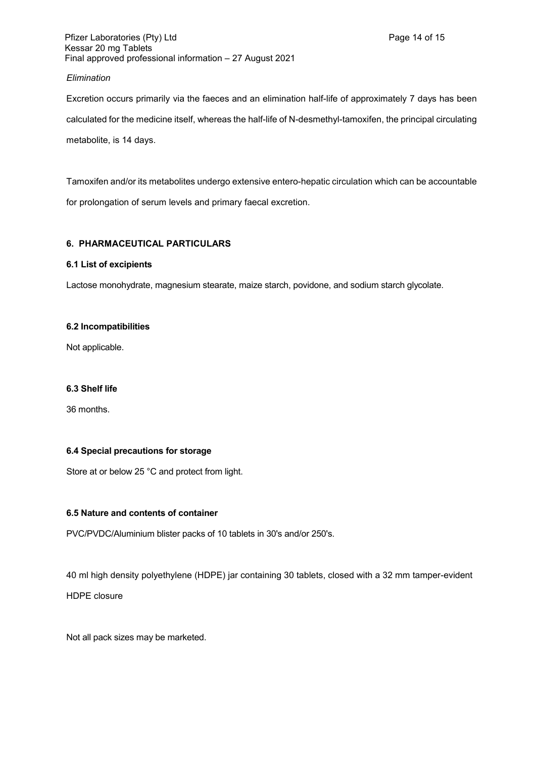*Elimination*

Excretion occurs primarily via the faeces and an elimination half-life of approximately 7 days has been calculated for the medicine itself, whereas the half-life of N-desmethyl-tamoxifen, the principal circulating metabolite, is 14 days.

Tamoxifen and/or its metabolites undergo extensive entero-hepatic circulation which can be accountable for prolongation of serum levels and primary faecal excretion.

## 6. PHARMACEUTICAL PARTICULARS

### 6.1 List of excipients

Lactose monohydrate, magnesium stearate, maize starch, povidone, and sodium starch glycolate.

### 6.2 Incompatibilities

Not applicable.

### 6.3 Shelf life

36 months.

### 6.4 Special precautions for storage

Store at or below 25 °C and protect from light.

### 6.5 Nature and contents of container

PVC/PVDC/Aluminium blister packs of 10 tablets in 30's and/or 250's.

40 ml high density polyethylene (HDPE) jar containing 30 tablets, closed with a 32 mm tamper-evident HDPE closure

Not all pack sizes may be marketed.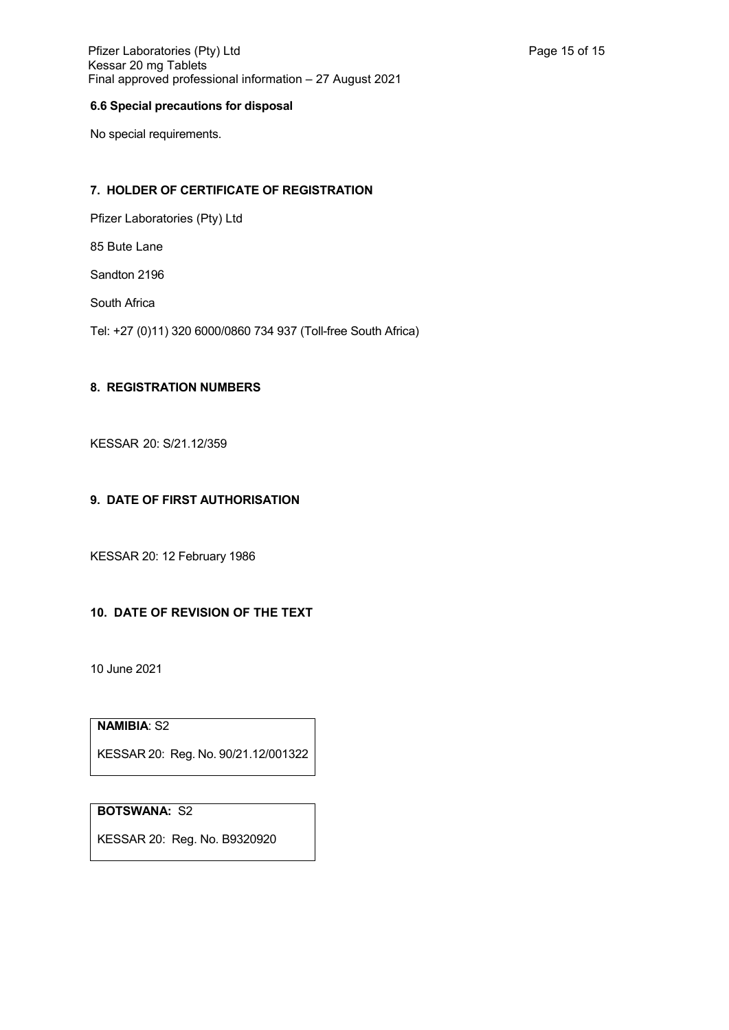### 6.6 Special precautions for disposal

No special requirements.

## 7. HOLDER OF CERTIFICATE OF REGISTRATION

Pfizer Laboratories (Pty) Ltd

85 Bute Lane

Sandton 2196

South Africa

Tel: +27 (0)11) 320 6000/0860 734 937 (Toll-free South Africa)

## 8. REGISTRATION NUMBERS

KESSAR 20: S/21.12/359

## 9. DATE OF FIRST AUTHORISATION

KESSAR 20: 12 February 1986

## 10. DATE OF REVISION OF THE TEXT

10 June 2021

**NAMIBIA**: S2

KESSAR 20: Reg. No. 90/21.12/001322

**BOTSWANA:** S2

KESSAR 20: Reg. No. B9320920